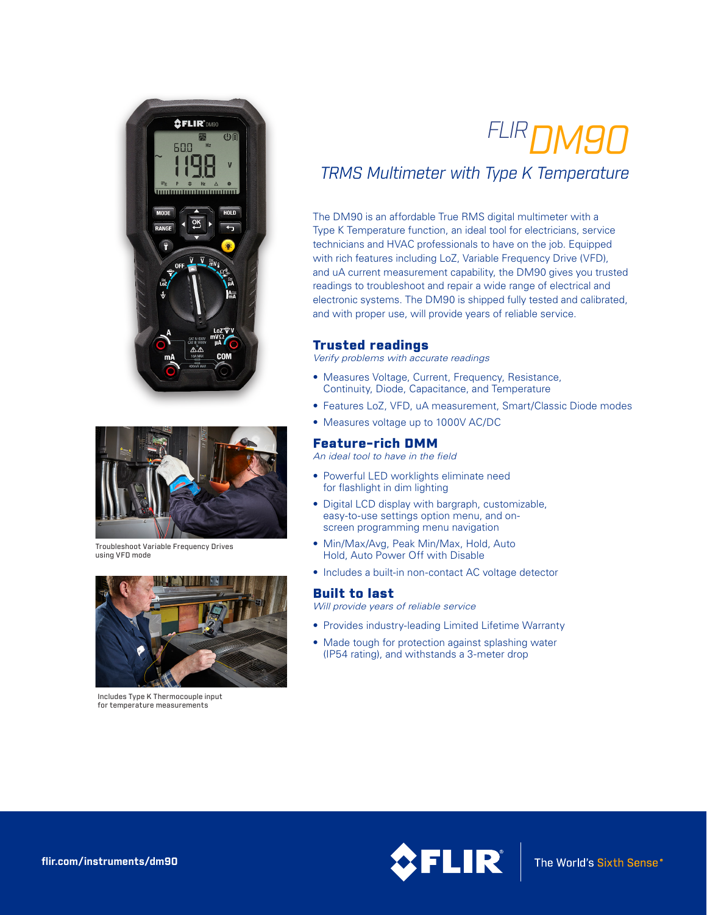# FLIR DM90

## TRMS Multimeter with Type K Temperature

The DM90 is an affordable True RMS digital multimeter with a Type K Temperature function, an ideal tool for electricians, service technicians and HVAC professionals to have on the job. Equipped with rich features including LoZ, Variable Frequency Drive (VFD), and uA current measurement capability, the DM90 gives you trusted readings to troubleshoot and repair a wide range of electrical and electronic systems. The DM90 is shipped fully tested and calibrated, and with proper use, will provide years of reliable service.

### Trusted readings

*Verify problems with accurate readings*

- Measures Voltage, Current, Frequency, Resistance, Continuity, Diode, Capacitance, and Temperature
- Features LoZ, VFD, uA measurement, Smart/Classic Diode modes
- Measures voltage up to 1000V AC/DC

### Feature-rich DMM

*An ideal tool to have in the field*

- Powerful LED worklights eliminate need for flashlight in dim lighting
- Digital LCD display with bargraph, customizable, easy-to-use settings option menu, and on-screen programming menu navigation
- Min/Max/Avg, Peak Min/Max, Hold, Auto Hold, Auto Power Off with Disable
- Includes a built-in non-contact AC voltage detector

### Built to last

*Will provide years of reliable service*

- Provides industry-leading Limited Lifetime Warranty
- Made tough for protection against splashing water (IP54 rating), and withstands a 3-meter drop

Troubleshoot Variable Frequency Drives using VFD mode

Includes Type K Thermocouple input for temperature measurements

flir.com/instruments/dm90

FLIR® The World's Sixth Sense®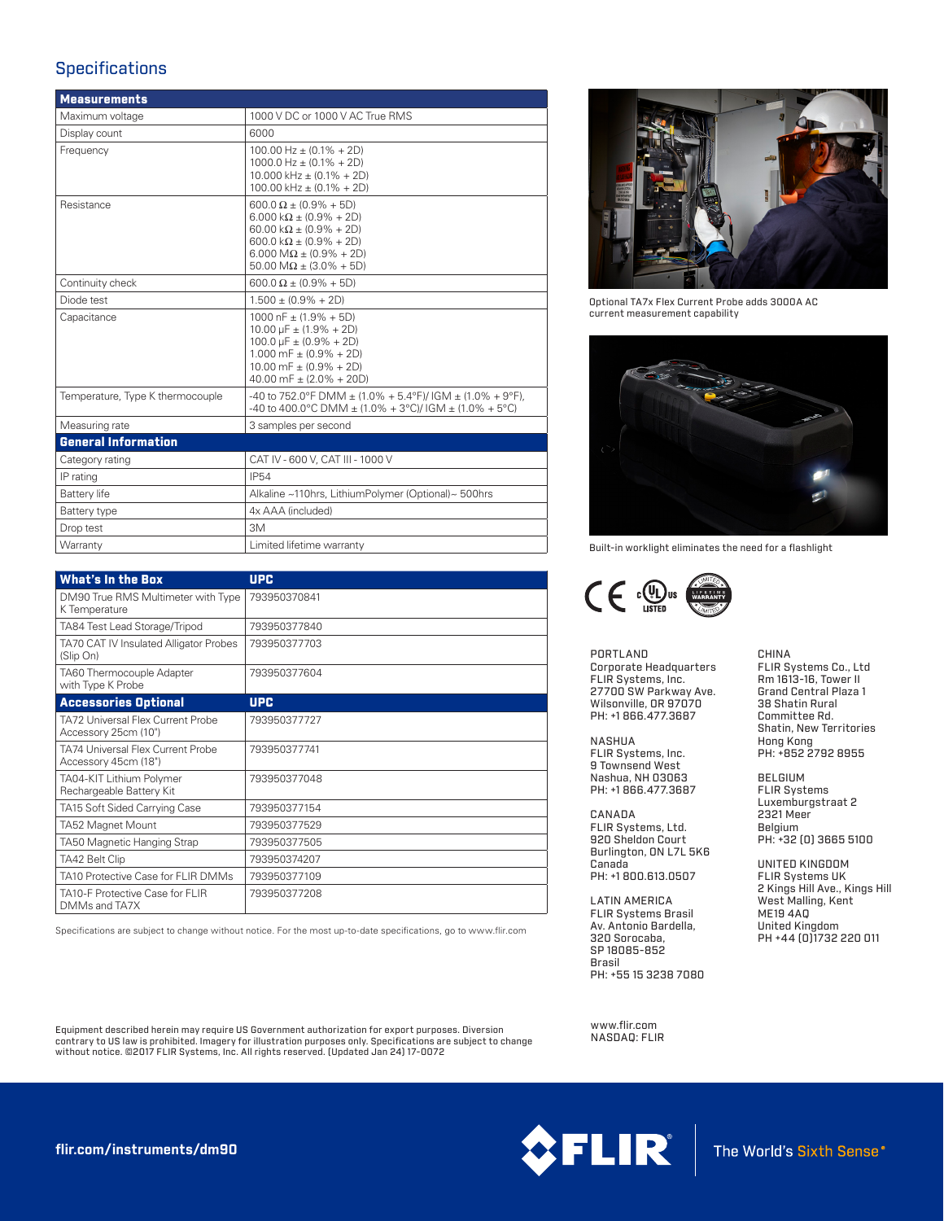## Specifications

| Measurements | |
|---|---|
| Maximum voltage | 1000 V DC or 1000 V AC True RMS |
| Display count | 6000 |
| Frequency | 100.00 Hz ± (0.1% + 2D)<br>1000.0 Hz ± (0.1% + 2D)<br>10.000 kHz ± (0.1% + 2D)<br>100.00 kHz ± (0.1% + 2D) |
| Resistance | 600.0 Ω ± (0.9% + 5D)<br>6.000 kΩ ± (0.9% + 2D)<br>60.00 kΩ ± (0.9% + 2D)<br>600.0 kΩ ± (0.9% + 2D)<br>6.000 MΩ ± (0.9% + 2D)<br>50.00 MΩ ± (3.0% + 5D) |
| Continuity check | 600.0 Ω ± (0.9% + 5D) |
| Diode test | 1.500 ± (0.9% + 2D) |
| Capacitance | 1000 nF ± (1.9% + 5D)<br>10.00 μF ± (1.9% + 2D)<br>100.0 μF ± (0.9% + 2D)<br>1.000 mF ± (0.9% + 2D)<br>10.00 mF ± (0.9% + 2D)<br>40.00 mF ± (2.0% + 20D) |
| Temperature, Type K thermocouple | -40 to 752.0°F DMM ± (1.0% + 5.4°F)/ IGM ± (1.0% + 9°F),<br>-40 to 400.0°C DMM ± (1.0% + 3°C)/ IGM ± (1.0% + 5°C) |
| Measuring rate | 3 samples per second |
| **General Information** | |
| Category rating | CAT IV - 600 V, CAT III - 1000 V |
| IP rating | IP54 |
| Battery life | Alkaline ~110hrs, LithiumPolymer (Optional)~ 500hrs |
| Battery type | 4x AAA (included) |
| Drop test | 3M |
| Warranty | Limited lifetime warranty |

| What's In the Box | UPC |
|---|---|
| DM90 True RMS Multimeter with Type K Temperature | 793950370841 |
| TA84 Test Lead Storage/Tripod | 793950377840 |
| TA70 CAT IV Insulated Alligator Probes (Slip On) | 793950377703 |
| TA60 Thermocouple Adapter with Type K Probe | 793950377604 |
| **Accessories Optional** | **UPC** |
| TA72 Universal Flex Current Probe Accessory 25cm (10") | 793950377727 |
| TA74 Universal Flex Current Probe Accessory 45cm (18") | 793950377741 |
| TA04-KIT Lithium Polymer Rechargeable Battery Kit | 793950377048 |
| TA15 Soft Sided Carrying Case | 793950377154 |
| TA52 Magnet Mount | 793950377529 |
| TA50 Magnetic Hanging Strap | 793950377505 |
| TA42 Belt Clip | 793950374207 |
| TA10 Protective Case for FLIR DMMs | 793950377109 |
| TA10-F Protective Case for FLIR DMMs and TA7X | 793950377208 |

Specifications are subject to change without notice. For the most up-to-date specifications, go to www.flir.com

Optional TA7x Flex Current Probe adds 3000A AC current measurement capability

Built-in worklight eliminates the need for a flashlight

PORTLAND
Corporate Headquarters
FLIR Systems, Inc.
27700 SW Parkway Ave.
Wilsonville, OR 97070
PH: +1 866.477.3687

NASHUA
FLIR Systems, Inc.
9 Townsend West
Nashua, NH 03063
PH: +1 866.477.3687

CANADA
FLIR Systems, Ltd.
920 Sheldon Court
Burlington, ON L7L 5K6
Canada
PH: +1 800.613.0507

LATIN AMERICA
FLIR Systems Brasil
Av. Antonio Bardella,
320 Sorocaba,
SP 18085-852
Brasil
PH: +55 15 3238 7080

CHINA
FLIR Systems Co., Ltd
Rm 1613-16, Tower II
Grand Central Plaza 1
38 Shatin Rural
Committee Rd.
Shatin, New Territories
Hong Kong
PH: +852 2792 8955

BELGIUM
FLIR Systems
Luxemburgstraat 2
2321 Meer
Belgium
PH: +32 (0) 3665 5100

UNITED KINGDOM
FLIR Systems UK
2 Kings Hill Ave., Kings Hill
West Malling, Kent
ME19 4AQ
United Kingdom
PH +44 (0)1732 220 011

Equipment described herein may require US Government authorization for export purposes. Diversion contrary to US law is prohibited. Imagery for illustration purposes only. Specifications are subject to change without notice. ©2017 FLIR Systems, Inc. All rights reserved. (Updated Jan 24) 17-0072

www.flir.com
NASDAQ: FLIR

flir.com/instruments/dm90

FLIR® The World's Sixth Sense®